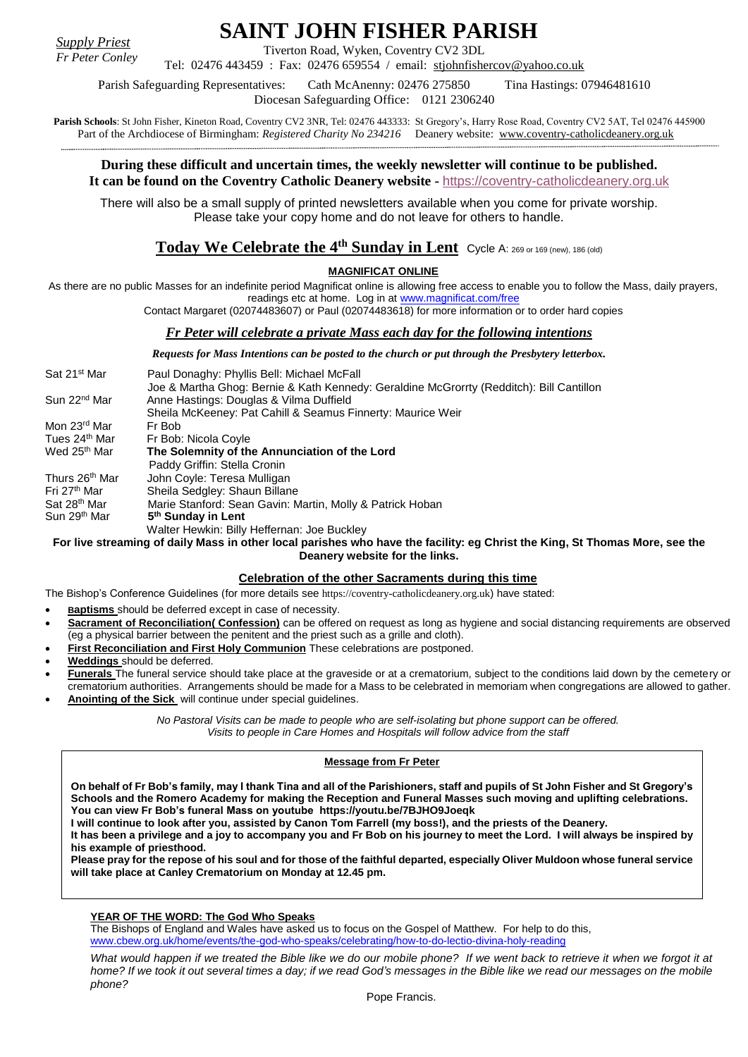*Supply Priest*
*Fr Peter Conley*

# SAINT JOHN FISHER PARISH

Tiverton Road, Wyken, Coventry CV2 3DL

Tel: 02476 443459 : Fax: 02476 659554 / email: stjohnfishercov@yahoo.co.uk

Parish Safeguarding Representatives: Cath McAnenny: 02476 275850 Tina Hastings: 07946481610

Diocesan Safeguarding Office: 0121 2306240

**Parish Schools**: St John Fisher, Kineton Road, Coventry CV2 3NR, Tel: 02476 443333: St Gregory's, Harry Rose Road, Coventry CV2 5AT, Tel 02476 445900
Part of the Archdiocese of Birmingham: *Registered Charity No 234216* Deanery website: www.coventry-catholicdeanery.org.uk

**During these difficult and uncertain times, the weekly newsletter will continue to be published.**
**It can be found on the Coventry Catholic Deanery website -** https://coventry-catholicdeanery.org.uk

There will also be a small supply of printed newsletters available when you come for private worship. Please take your copy home and do not leave for others to handle.

## Today We Celebrate the 4th Sunday in Lent

Cycle A: 269 or 169 (new), 186 (old)

### MAGNIFICAT ONLINE

As there are no public Masses for an indefinite period Magnificat online is allowing free access to enable you to follow the Mass, daily prayers, readings etc at home. Log in at www.magnificat.com/free

Contact Margaret (02074483607) or Paul (02074483618) for more information or to order hard copies

### *Fr Peter will celebrate a private Mass each day for the following intentions*

***Requests for Mass Intentions can be posted to the church or put through the Presbytery letterbox.***

| | |
|---|---|
| Sat 21st Mar | Paul Donaghy: Phyllis Bell: Michael McFall |
| | Joe & Martha Ghog: Bernie & Kath Kennedy: Geraldine McGrorrty (Redditch): Bill Cantillon |
| Sun 22nd Mar | Anne Hastings: Douglas & Vilma Duffield |
| | Sheila McKeeney: Pat Cahill & Seamus Finnerty: Maurice Weir |
| Mon 23rd Mar | Fr Bob |
| Tues 24th Mar | Fr Bob: Nicola Coyle |
| Wed 25th Mar | **The Solemnity of the Annunciation of the Lord** |
| | Paddy Griffin: Stella Cronin |
| Thurs 26th Mar | John Coyle: Teresa Mulligan |
| Fri 27th Mar | Sheila Sedgley: Shaun Billane |
| Sat 28th Mar | Marie Stanford: Sean Gavin: Martin, Molly & Patrick Hoban |
| Sun 29th Mar | **5th Sunday in Lent** |
| | Walter Hewkin: Billy Heffernan: Joe Buckley |

**For live streaming of daily Mass in other local parishes who have the facility: eg Christ the King, St Thomas More, see the Deanery website for the links.**

### Celebration of the other Sacraments during this time

The Bishop's Conference Guidelines (for more details see https://coventry-catholicdeanery.org.uk) have stated:

- **Baptisms** should be deferred except in case of necessity.
- **Sacrament of Reconciliation( Confession)** can be offered on request as long as hygiene and social distancing requirements are observed (eg a physical barrier between the penitent and the priest such as a grille and cloth).
- **First Reconciliation and First Holy Communion** These celebrations are postponed.
- **Weddings** should be deferred.
- **Funerals** The funeral service should take place at the graveside or at a crematorium, subject to the conditions laid down by the cemetery or crematorium authorities. Arrangements should be made for a Mass to be celebrated in memoriam when congregations are allowed to gather.
- **Anointing of the Sick** will continue under special guidelines.

*No Pastoral Visits can be made to people who are self-isolating but phone support can be offered.*
*Visits to people in Care Homes and Hospitals will follow advice from the staff*

### Message from Fr Peter

**On behalf of Fr Bob's family, may I thank Tina and all of the Parishioners, staff and pupils of St John Fisher and St Gregory's Schools and the Romero Academy for making the Reception and Funeral Masses such moving and uplifting celebrations. You can view Fr Bob's funeral Mass on youtube https://youtu.be/7BJHO9Joeqk**

**I will continue to look after you, assisted by Canon Tom Farrell (my boss!), and the priests of the Deanery.**

**It has been a privilege and a joy to accompany you and Fr Bob on his journey to meet the Lord. I will always be inspired by his example of priesthood.**

**Please pray for the repose of his soul and for those of the faithful departed, especially Oliver Muldoon whose funeral service will take place at Canley Crematorium on Monday at 12.45 pm.**

### YEAR OF THE WORD: The God Who Speaks

The Bishops of England and Wales have asked us to focus on the Gospel of Matthew. For help to do this, www.cbew.org.uk/home/events/the-god-who-speaks/celebrating/how-to-do-lectio-divina-holy-reading

*What would happen if we treated the Bible like we do our mobile phone? If we went back to retrieve it when we forgot it at home? If we took it out several times a day; if we read God's messages in the Bible like we read our messages on the mobile phone?*

Pope Francis.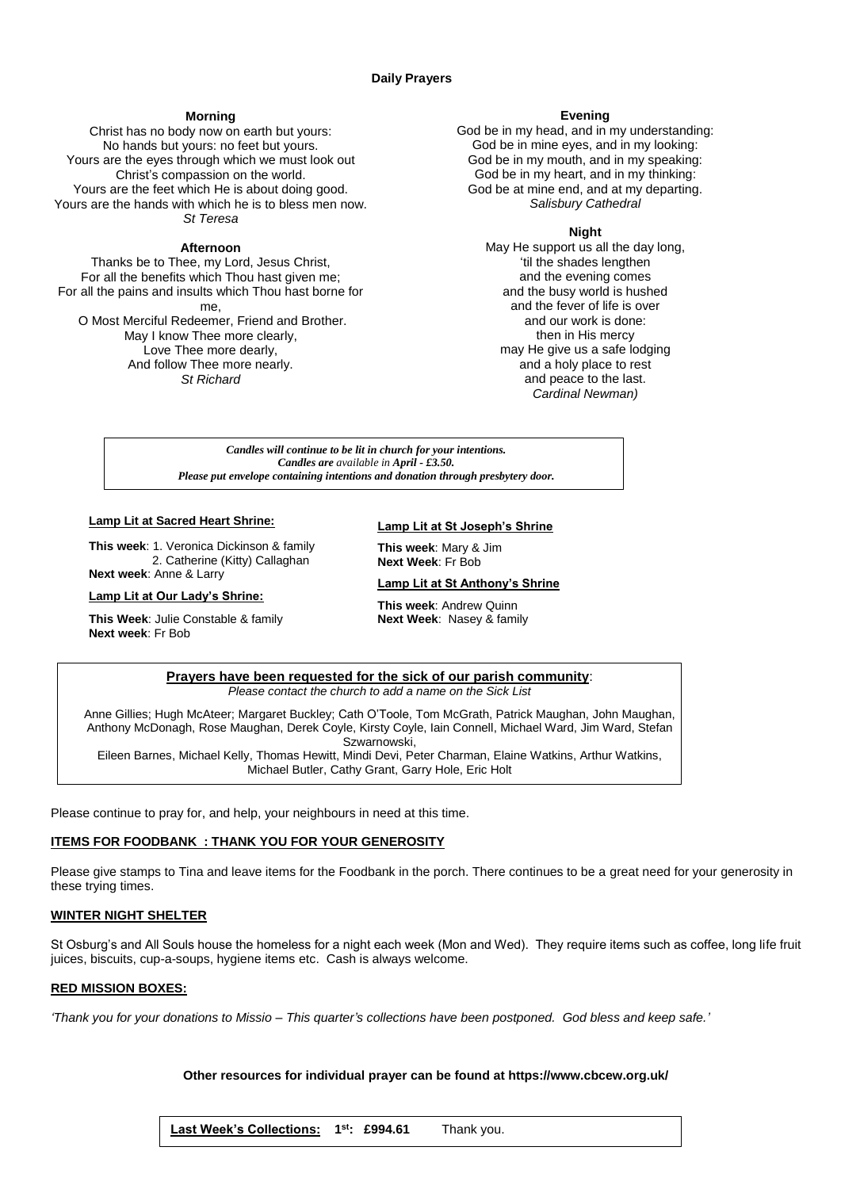**Daily Prayers**

**Morning**

Christ has no body now on earth but yours:
No hands but yours: no feet but yours.
Yours are the eyes through which we must look out
Christ's compassion on the world.
Yours are the feet which He is about doing good.
Yours are the hands with which he is to bless men now.
*St Teresa*

**Afternoon**

Thanks be to Thee, my Lord, Jesus Christ,
For all the benefits which Thou hast given me;
For all the pains and insults which Thou hast borne for me,
O Most Merciful Redeemer, Friend and Brother.
May I know Thee more clearly,
Love Thee more dearly,
And follow Thee more nearly.
*St Richard*

**Evening**

God be in my head, and in my understanding:
God be in mine eyes, and in my looking:
God be in my mouth, and in my speaking:
God be in my heart, and in my thinking:
God be at mine end, and at my departing.
*Salisbury Cathedral*

**Night**

May He support us all the day long,
'til the shades lengthen
and the evening comes
and the busy world is hushed
and the fever of life is over
and our work is done:
then in His mercy
may He give us a safe lodging
and a holy place to rest
and peace to the last.
*Cardinal Newman)*

*Candles will continue to be lit in church for your intentions.*
*Candles are available in **April - £3.50.***
*Please put envelope containing intentions and donation through presbytery door.*

**Lamp Lit at Sacred Heart Shrine:**

**This week**: 1. Veronica Dickinson & family
2. Catherine (Kitty) Callaghan
**Next week**: Anne & Larry

**Lamp Lit at Our Lady's Shrine:**

**This Week**: Julie Constable & family
**Next week**: Fr Bob

**Lamp Lit at St Joseph's Shrine**

**This week**: Mary & Jim
**Next Week**: Fr Bob

**Lamp Lit at St Anthony's Shrine**

**This week**: Andrew Quinn
**Next Week**: Nasey & family

**Prayers have been requested for the sick of our parish community**:
*Please contact the church to add a name on the Sick List*

Anne Gillies; Hugh McAteer; Margaret Buckley; Cath O'Toole, Tom McGrath, Patrick Maughan, John Maughan, Anthony McDonagh, Rose Maughan, Derek Coyle, Kirsty Coyle, Iain Connell, Michael Ward, Jim Ward, Stefan Szwarnowski,
Eileen Barnes, Michael Kelly, Thomas Hewitt, Mindi Devi, Peter Charman, Elaine Watkins, Arthur Watkins, Michael Butler, Cathy Grant, Garry Hole, Eric Holt

Please continue to pray for, and help, your neighbours in need at this time.

**ITEMS FOR FOODBANK : THANK YOU FOR YOUR GENEROSITY**

Please give stamps to Tina and leave items for the Foodbank in the porch. There continues to be a great need for your generosity in these trying times.

**WINTER NIGHT SHELTER**

St Osburg's and All Souls house the homeless for a night each week (Mon and Wed). They require items such as coffee, long life fruit juices, biscuits, cup-a-soups, hygiene items etc. Cash is always welcome.

**RED MISSION BOXES:**

*'Thank you for your donations to Missio – This quarter's collections have been postponed. God bless and keep safe.'*

**Other resources for individual prayer can be found at https://www.cbcew.org.uk/**

**Last Week's Collections: 1st: £994.61** Thank you.